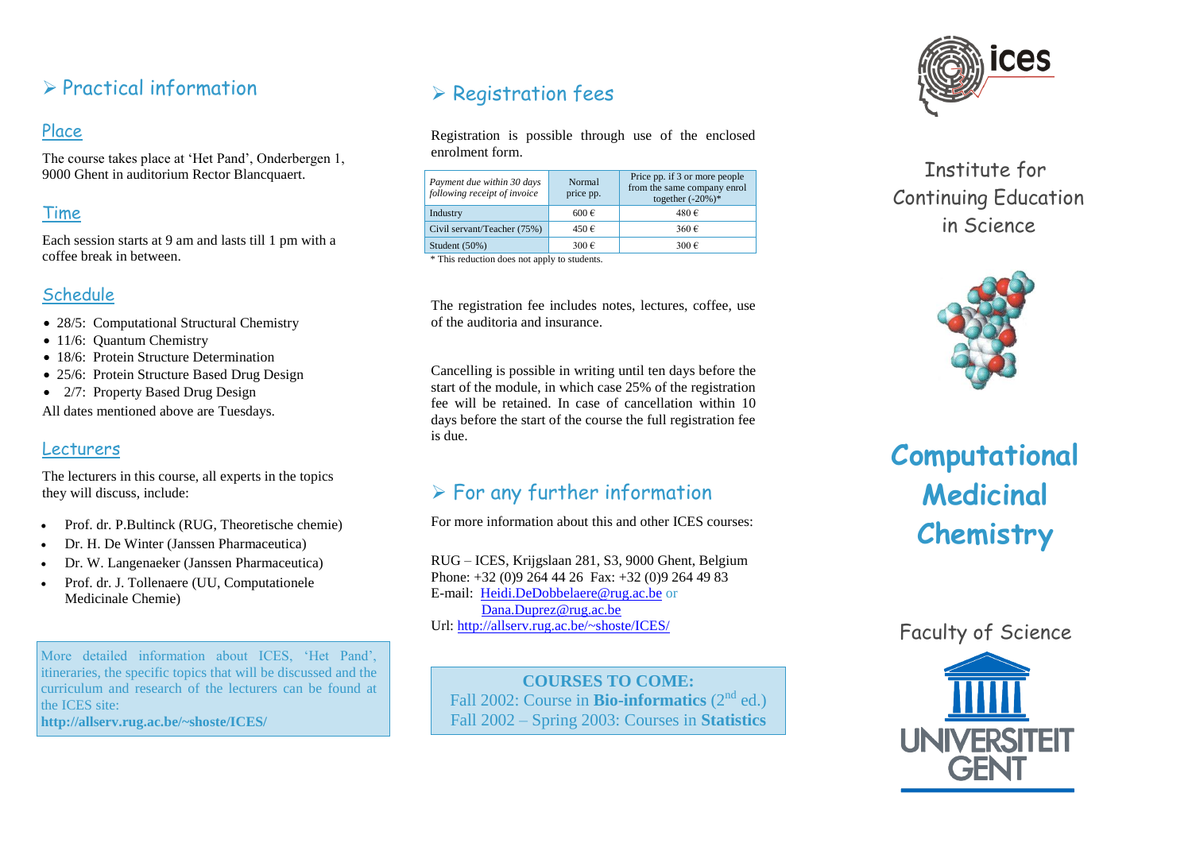## Practical information

### Place

The course takes place at 'Het Pand', Onderbergen 1, 9000 Ghent in auditorium Rector Blancquaert.

### Time

Each session starts at 9 am and lasts till 1 pm with a coffee break in between.

### Schedule

- 28/5: Computational Structural Chemistry
- 11/6: Quantum Chemistry
- 18/6: Protein Structure Determination
- 25/6: Protein Structure Based Drug Design
- 2/7: Property Based Drug Design

All dates mentioned above are Tuesdays.

### Lecturers

The lecturers in this course, all experts in the topics they will discuss, include:

- Prof. dr. P.Bultinck (RUG, Theoretische chemie)
- Dr. H. De Winter (Janssen Pharmaceutica)
- Dr. W. Langenaeker (Janssen Pharmaceutica)
- Prof. dr. J. Tollenaere (UU, Computationele Medicinale Chemie)

More detailed information about ICES, 'Het Pand', itineraries, the specific topics that will be discussed and the curriculum and research of the lecturers can be found at the ICES site:
**http://allserv.rug.ac.be/~shoste/ICES/**

## Registration fees

Registration is possible through use of the enclosed enrolment form.

| *Payment due within 30 days following receipt of invoice* | Normal price pp. | Price pp. if 3 or more people from the same company enrol together (-20%)* |
|---|---|---|
| Industry | 600 € | 480 € |
| Civil servant/Teacher (75%) | 450 € | 360 € |
| Student (50%) | 300 € | 300 € |

\* This reduction does not apply to students.

The registration fee includes notes, lectures, coffee, use of the auditoria and insurance.

Cancelling is possible in writing until ten days before the start of the module, in which case 25% of the registration fee will be retained. In case of cancellation within 10 days before the start of the course the full registration fee is due.

## For any further information

For more information about this and other ICES courses:

RUG – ICES, Krijgslaan 281, S3, 9000 Ghent, Belgium
Phone: +32 (0)9 264 44 26 Fax: +32 (0)9 264 49 83
E-mail: Heidi.DeDobbelaere@rug.ac.be or Dana.Duprez@rug.ac.be
Url: http://allserv.rug.ac.be/~shoste/ICES/

**COURSES TO COME:**
Fall 2002: Course in **Bio-informatics** (2nd ed.)
Fall 2002 – Spring 2003: Courses in **Statistics**

ices

Institute for Continuing Education in Science

# Computational Medicinal Chemistry

Faculty of Science

UNIVERSITEIT GENT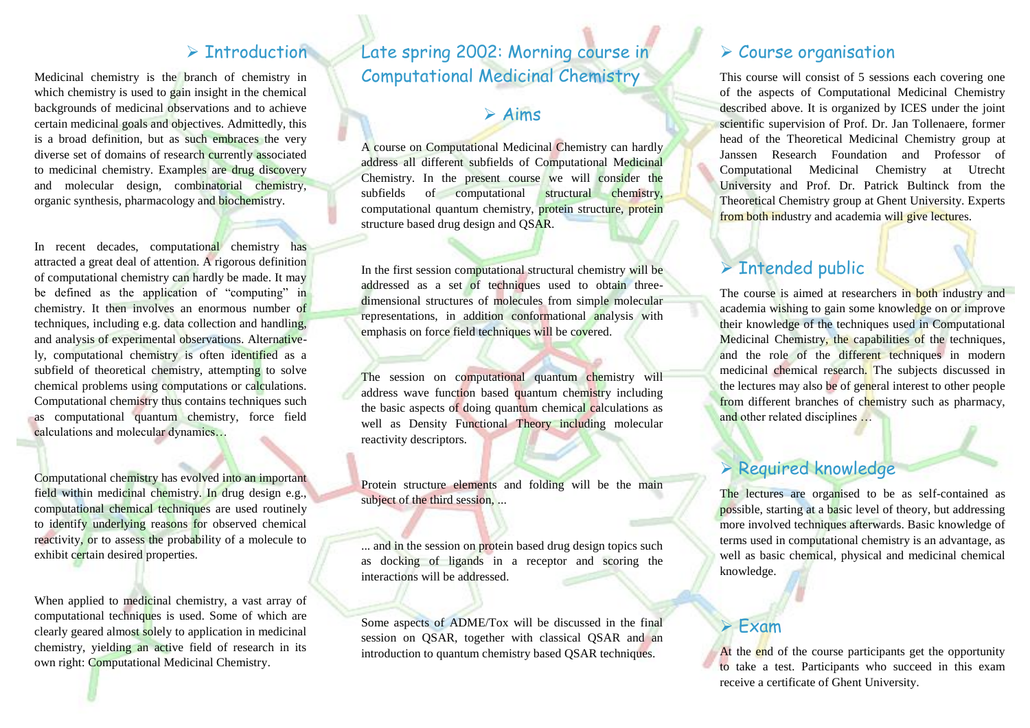## Introduction

Medicinal chemistry is the branch of chemistry in which chemistry is used to gain insight in the chemical backgrounds of medicinal observations and to achieve certain medicinal goals and objectives. Admittedly, this is a broad definition, but as such embraces the very diverse set of domains of research currently associated to medicinal chemistry. Examples are drug discovery and molecular design, combinatorial chemistry, organic synthesis, pharmacology and biochemistry.

In recent decades, computational chemistry has attracted a great deal of attention. A rigorous definition of computational chemistry can hardly be made. It may be defined as the application of “computing” in chemistry. It then involves an enormous number of techniques, including e.g. data collection and handling, and analysis of experimental observations. Alternatively, computational chemistry is often identified as a subfield of theoretical chemistry, attempting to solve chemical problems using computations or calculations. Computational chemistry thus contains techniques such as computational quantum chemistry, force field calculations and molecular dynamics…

Computational chemistry has evolved into an important field within medicinal chemistry. In drug design e.g., computational chemical techniques are used routinely to identify underlying reasons for observed chemical reactivity, or to assess the probability of a molecule to exhibit certain desired properties.

When applied to medicinal chemistry, a vast array of computational techniques is used. Some of which are clearly geared almost solely to application in medicinal chemistry, yielding an active field of research in its own right: Computational Medicinal Chemistry.

# Late spring 2002: Morning course in Computational Medicinal Chemistry

## Aims

A course on Computational Medicinal Chemistry can hardly address all different subfields of Computational Medicinal Chemistry. In the present course we will consider the subfields of computational structural chemistry, computational quantum chemistry, protein structure, protein structure based drug design and QSAR.

In the first session computational structural chemistry will be addressed as a set of techniques used to obtain three-dimensional structures of molecules from simple molecular representations, in addition conformational analysis with emphasis on force field techniques will be covered.

The session on computational quantum chemistry will address wave function based quantum chemistry including the basic aspects of doing quantum chemical calculations as well as Density Functional Theory including molecular reactivity descriptors.

Protein structure elements and folding will be the main subject of the third session, ...

... and in the session on protein based drug design topics such as docking of ligands in a receptor and scoring the interactions will be addressed.

Some aspects of ADME/Tox will be discussed in the final session on QSAR, together with classical QSAR and an introduction to quantum chemistry based QSAR techniques.

## Course organisation

This course will consist of 5 sessions each covering one of the aspects of Computational Medicinal Chemistry described above. It is organized by ICES under the joint scientific supervision of Prof. Dr. Jan Tollenaere, former head of the Theoretical Medicinal Chemistry group at Janssen Research Foundation and Professor of Computational Medicinal Chemistry at Utrecht University and Prof. Dr. Patrick Bultinck from the Theoretical Chemistry group at Ghent University. Experts from both industry and academia will give lectures.

## Intended public

The course is aimed at researchers in both industry and academia wishing to gain some knowledge on or improve their knowledge of the techniques used in Computational Medicinal Chemistry, the capabilities of the techniques, and the role of the different techniques in modern medicinal chemical research. The subjects discussed in the lectures may also be of general interest to other people from different branches of chemistry such as pharmacy, and other related disciplines …

## Required knowledge

The lectures are organised to be as self-contained as possible, starting at a basic level of theory, but addressing more involved techniques afterwards. Basic knowledge of terms used in computational chemistry is an advantage, as well as basic chemical, physical and medicinal chemical knowledge.

## Exam

At the end of the course participants get the opportunity to take a test. Participants who succeed in this exam receive a certificate of Ghent University.